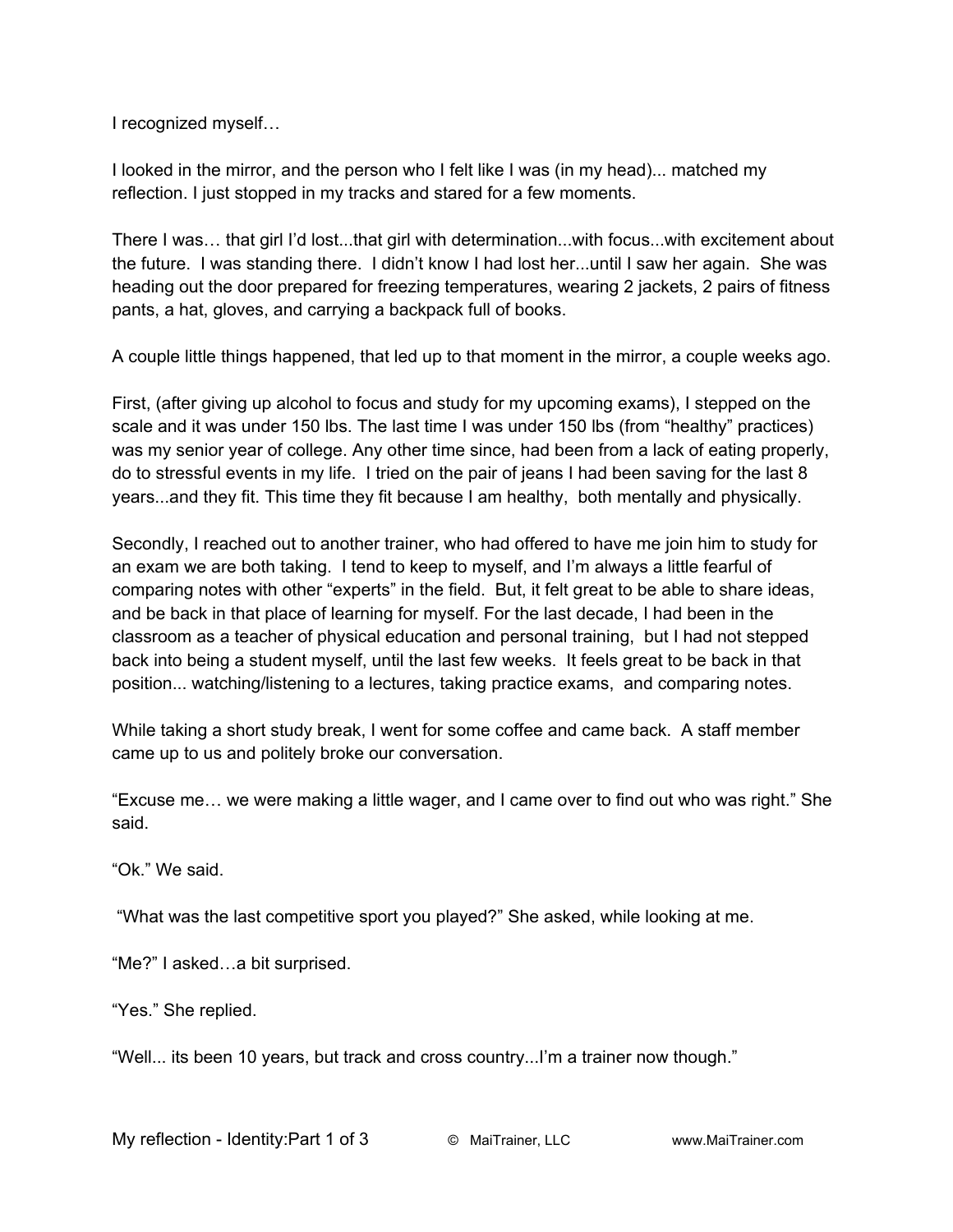I recognized myself…

I looked in the mirror, and the person who I felt like I was (in my head)... matched my reflection. I just stopped in my tracks and stared for a few moments.

There I was… that girl I'd lost...that girl with determination...with focus...with excitement about the future. I was standing there. I didn't know I had lost her...until I saw her again. She was heading out the door prepared for freezing temperatures, wearing 2 jackets, 2 pairs of fitness pants, a hat, gloves, and carrying a backpack full of books.

A couple little things happened, that led up to that moment in the mirror, a couple weeks ago.

First, (after giving up alcohol to focus and study for my upcoming exams), I stepped on the scale and it was under 150 lbs. The last time I was under 150 lbs (from "healthy" practices) was my senior year of college. Any other time since, had been from a lack of eating properly, do to stressful events in my life. I tried on the pair of jeans I had been saving for the last 8 years...and they fit. This time they fit because I am healthy, both mentally and physically.

Secondly, I reached out to another trainer, who had offered to have me join him to study for an exam we are both taking. I tend to keep to myself, and I'm always a little fearful of comparing notes with other "experts" in the field. But, it felt great to be able to share ideas, and be back in that place of learning for myself. For the last decade, I had been in the classroom as a teacher of physical education and personal training, but I had not stepped back into being a student myself, until the last few weeks. It feels great to be back in that position... watching/listening to a lectures, taking practice exams, and comparing notes.

While taking a short study break, I went for some coffee and came back. A staff member came up to us and politely broke our conversation.

"Excuse me… we were making a little wager, and I came over to find out who was right." She said.

"Ok." We said.

"What was the last competitive sport you played?" She asked, while looking at me.

"Me?" I asked…a bit surprised.

"Yes." She replied.

"Well... its been 10 years, but track and cross country...I'm a trainer now though."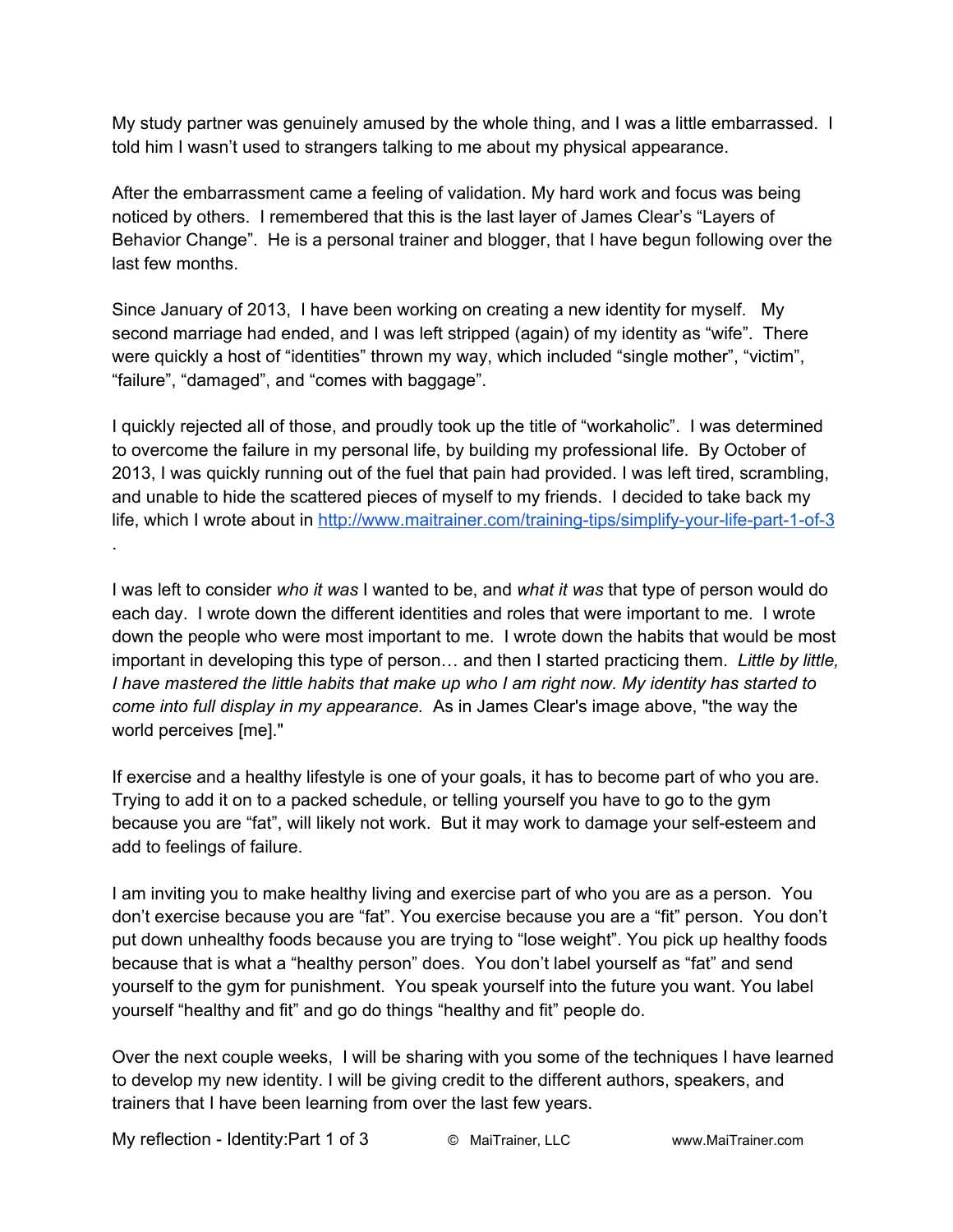My study partner was genuinely amused by the whole thing, and I was a little embarrassed. I told him I wasn't used to strangers talking to me about my physical appearance.

After the embarrassment came a feeling of validation. My hard work and focus was being noticed by others. I remembered that this is the last layer of James Clear's "Layers of Behavior Change". He is a personal trainer and blogger, that I have begun following over the last few months.

Since January of 2013, I have been working on creating a new identity for myself. My second marriage had ended, and I was left stripped (again) of my identity as "wife". There were quickly a host of "identities" thrown my way, which included "single mother", "victim", "failure", "damaged", and "comes with baggage".

I quickly rejected all of those, and proudly took up the title of "workaholic". I was determined to overcome the failure in my personal life, by building my professional life. By October of 2013, I was quickly running out of the fuel that pain had provided. I was left tired, scrambling, and unable to hide the scattered pieces of myself to my friends. I decided to take back my life, which I wrote about in [http://www.maitrainer.com/training-tips/simplify-your-life-part-1-of-3](http://www.maitrainer.com/training-tips/simplify-your-life-part-1-of-3) .

I was left to consider *who it was* I wanted to be, and *what it was* that type of person would do each day. I wrote down the different identities and roles that were important to me. I wrote down the people who were most important to me. I wrote down the habits that would be most important in developing this type of person… and then I started practicing them. *Little by little, I have mastered the little habits that make up who I am right now. My identity has started to come into full display in my appearance.* As in James Clear's image above, "the way the world perceives [me]."

If exercise and a healthy lifestyle is one of your goals, it has to become part of who you are. Trying to add it on to a packed schedule, or telling yourself you have to go to the gym because you are "fat", will likely not work. But it may work to damage your self-esteem and add to feelings of failure.

I am inviting you to make healthy living and exercise part of who you are as a person. You don't exercise because you are "fat". You exercise because you are a "fit" person. You don't put down unhealthy foods because you are trying to "lose weight". You pick up healthy foods because that is what a "healthy person" does. You don't label yourself as "fat" and send yourself to the gym for punishment. You speak yourself into the future you want. You label yourself "healthy and fit" and go do things "healthy and fit" people do.

Over the next couple weeks, I will be sharing with you some of the techniques I have learned to develop my new identity. I will be giving credit to the different authors, speakers, and trainers that I have been learning from over the last few years.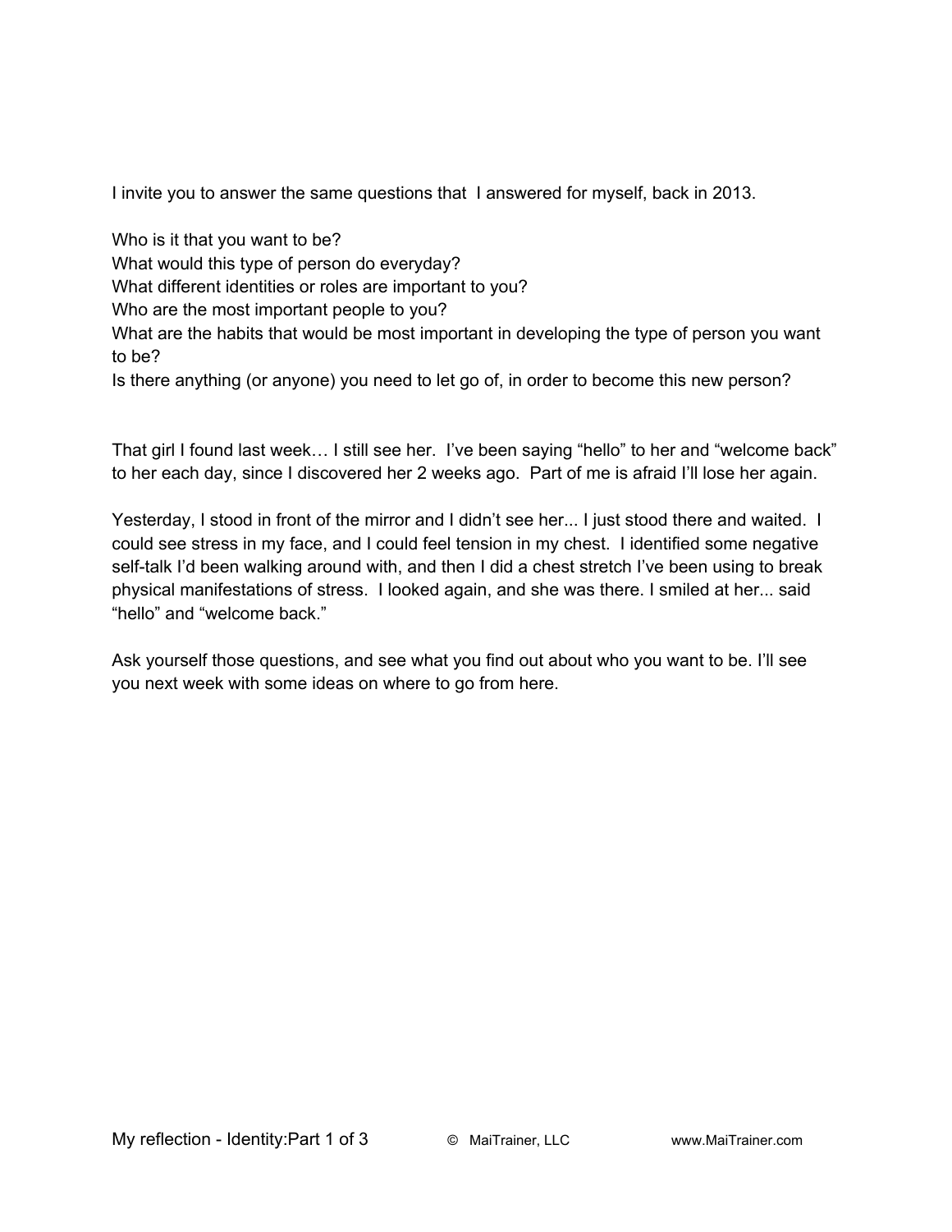I invite you to answer the same questions that I answered for myself, back in 2013.

Who is it that you want to be?
What would this type of person do everyday?
What different identities or roles are important to you?
Who are the most important people to you?
What are the habits that would be most important in developing the type of person you want to be?
Is there anything (or anyone) you need to let go of, in order to become this new person?

That girl I found last week… I still see her. I've been saying "hello" to her and "welcome back" to her each day, since I discovered her 2 weeks ago. Part of me is afraid I'll lose her again.

Yesterday, I stood in front of the mirror and I didn't see her... I just stood there and waited. I could see stress in my face, and I could feel tension in my chest. I identified some negative self-talk I'd been walking around with, and then I did a chest stretch I've been using to break physical manifestations of stress. I looked again, and she was there. I smiled at her... said "hello" and "welcome back."

Ask yourself those questions, and see what you find out about who you want to be. I'll see you next week with some ideas on where to go from here.